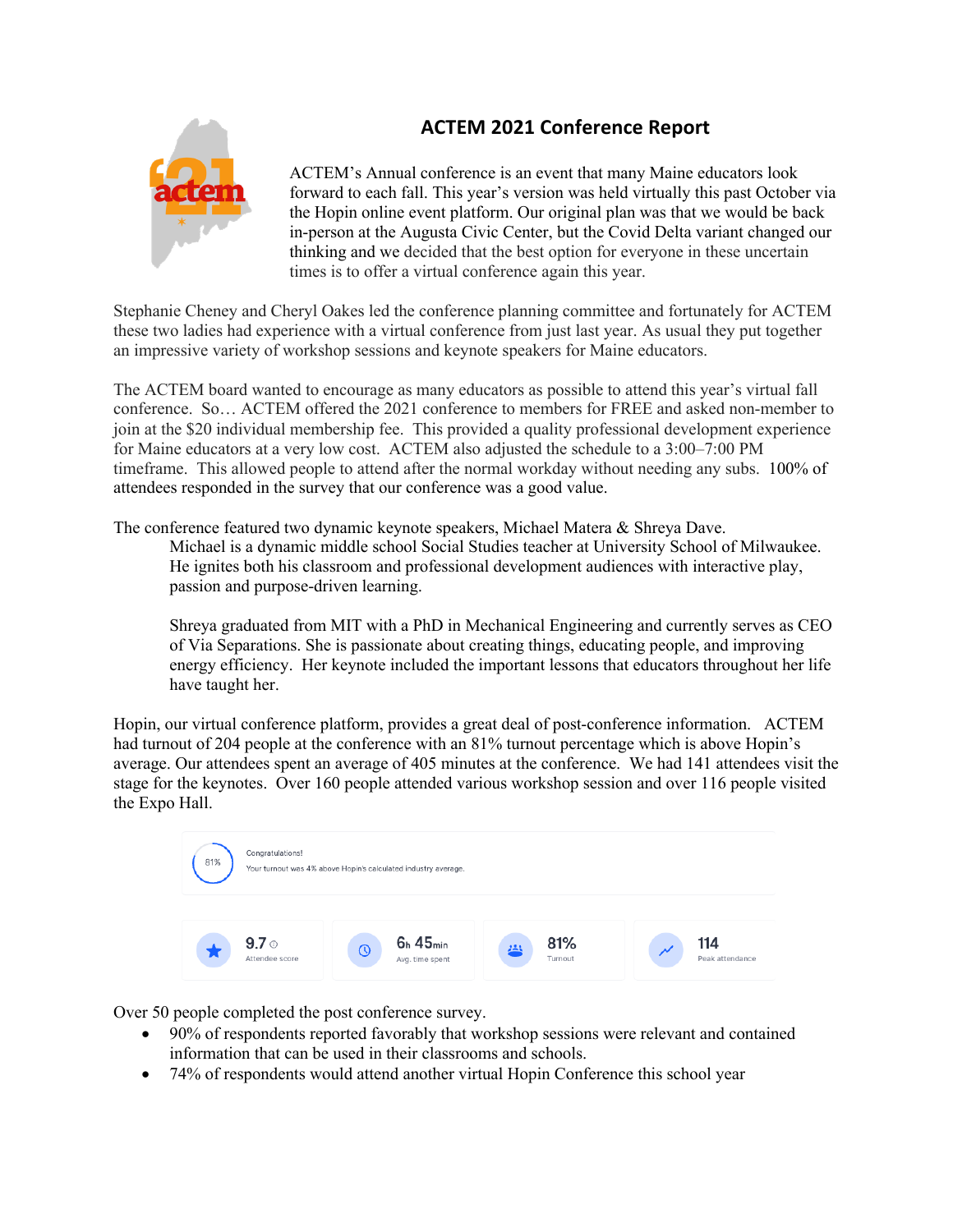# ACTEM 2021 Conference Report

ACTEM's Annual conference is an event that many Maine educators look forward to each fall. This year's version was held virtually this past October via the Hopin online event platform. Our original plan was that we would be back in-person at the Augusta Civic Center, but the Covid Delta variant changed our thinking and we decided that the best option for everyone in these uncertain times is to offer a virtual conference again this year.

Stephanie Cheney and Cheryl Oakes led the conference planning committee and fortunately for ACTEM these two ladies had experience with a virtual conference from just last year. As usual they put together an impressive variety of workshop sessions and keynote speakers for Maine educators.

The ACTEM board wanted to encourage as many educators as possible to attend this year's virtual fall conference. So… ACTEM offered the 2021 conference to members for FREE and asked non-member to join at the $20 individual membership fee. This provided a quality professional development experience for Maine educators at a very low cost. ACTEM also adjusted the schedule to a 3:00–7:00 PM timeframe. This allowed people to attend after the normal workday without needing any subs. 100% of attendees responded in the survey that our conference was a good value.

The conference featured two dynamic keynote speakers, Michael Matera & Shreya Dave.

> Michael is a dynamic middle school Social Studies teacher at University School of Milwaukee. He ignites both his classroom and professional development audiences with interactive play, passion and purpose-driven learning.
>
> Shreya graduated from MIT with a PhD in Mechanical Engineering and currently serves as CEO of Via Separations. She is passionate about creating things, educating people, and improving energy efficiency. Her keynote included the important lessons that educators throughout her life have taught her.

Hopin, our virtual conference platform, provides a great deal of post-conference information. ACTEM had turnout of 204 people at the conference with an 81% turnout percentage which is above Hopin's average. Our attendees spent an average of 405 minutes at the conference. We had 141 attendees visit the stage for the keynotes. Over 160 people attended various workshop session and over 116 people visited the Expo Hall.

81% — Congratulations! Your turnout was 4% above Hopin's calculated industry average.

| 9.7 | 6h 45min | 81% | 114 |
|---|---|---|---|
| Attendee score | Avg. time spent | Turnout | Peak attendance |

Over 50 people completed the post conference survey.

- 90% of respondents reported favorably that workshop sessions were relevant and contained information that can be used in their classrooms and schools.
- 74% of respondents would attend another virtual Hopin Conference this school year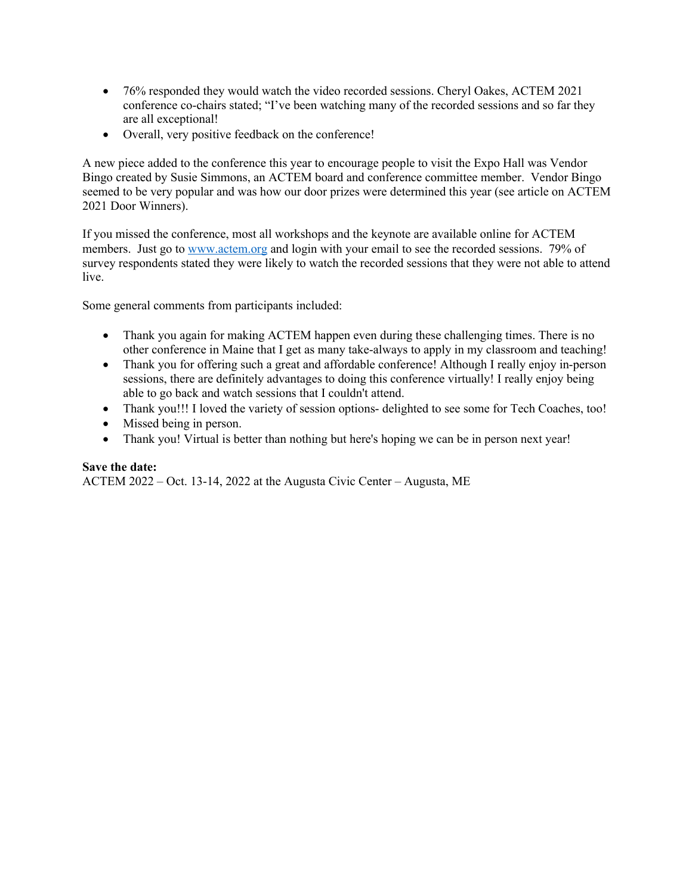- 76% responded they would watch the video recorded sessions. Cheryl Oakes, ACTEM 2021 conference co-chairs stated; "I've been watching many of the recorded sessions and so far they are all exceptional!
- Overall, very positive feedback on the conference!

A new piece added to the conference this year to encourage people to visit the Expo Hall was Vendor Bingo created by Susie Simmons, an ACTEM board and conference committee member. Vendor Bingo seemed to be very popular and was how our door prizes were determined this year (see article on ACTEM 2021 Door Winners).

If you missed the conference, most all workshops and the keynote are available online for ACTEM members. Just go to [www.actem.org](http://www.actem.org) and login with your email to see the recorded sessions. 79% of survey respondents stated they were likely to watch the recorded sessions that they were not able to attend live.

Some general comments from participants included:

- Thank you again for making ACTEM happen even during these challenging times. There is no other conference in Maine that I get as many take-always to apply in my classroom and teaching!
- Thank you for offering such a great and affordable conference! Although I really enjoy in-person sessions, there are definitely advantages to doing this conference virtually! I really enjoy being able to go back and watch sessions that I couldn't attend.
- Thank you!!! I loved the variety of session options- delighted to see some for Tech Coaches, too!
- Missed being in person.
- Thank you! Virtual is better than nothing but here's hoping we can be in person next year!

**Save the date:**
ACTEM 2022 – Oct. 13-14, 2022 at the Augusta Civic Center – Augusta, ME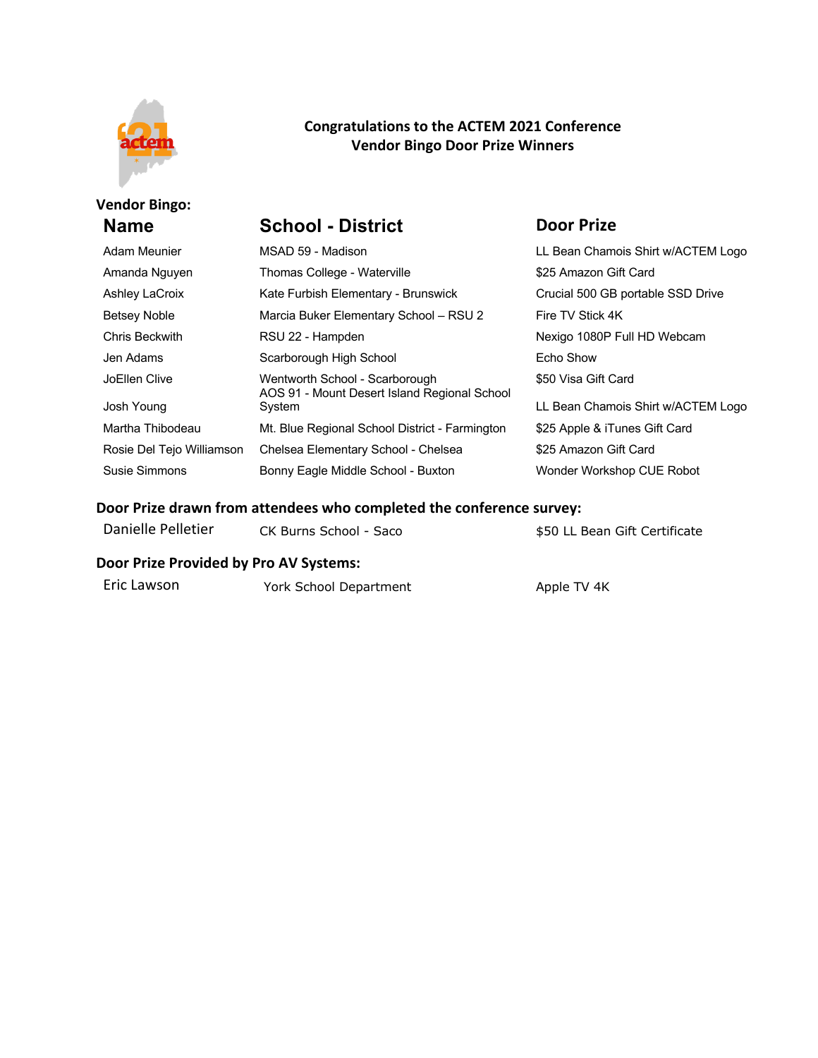## Congratulations to the ACTEM 2021 Conference Vendor Bingo Door Prize Winners

**Vendor Bingo:**

| Name | School - District | Door Prize |
|---|---|---|
| Adam Meunier | MSAD 59 - Madison | LL Bean Chamois Shirt w/ACTEM Logo |
| Amanda Nguyen | Thomas College - Waterville | $25 Amazon Gift Card |
| Ashley LaCroix | Kate Furbish Elementary - Brunswick | Crucial 500 GB portable SSD Drive |
| Betsey Noble | Marcia Buker Elementary School – RSU 2 | Fire TV Stick 4K |
| Chris Beckwith | RSU 22 - Hampden | Nexigo 1080P Full HD Webcam |
| Jen Adams | Scarborough High School | Echo Show |
| JoEllen Clive | Wentworth School - Scarborough | $50 Visa Gift Card |
| Josh Young | AOS 91 - Mount Desert Island Regional School System | LL Bean Chamois Shirt w/ACTEM Logo |
| Martha Thibodeau | Mt. Blue Regional School District - Farmington | $25 Apple & iTunes Gift Card |
| Rosie Del Tejo Williamson | Chelsea Elementary School - Chelsea | $25 Amazon Gift Card |
| Susie Simmons | Bonny Eagle Middle School - Buxton | Wonder Workshop CUE Robot |

**Door Prize drawn from attendees who completed the conference survey:**

| | | |
|---|---|---|
| Danielle Pelletier | CK Burns School - Saco | $50 LL Bean Gift Certificate |

**Door Prize Provided by Pro AV Systems:**

| | | |
|---|---|---|
| Eric Lawson | York School Department | Apple TV 4K |